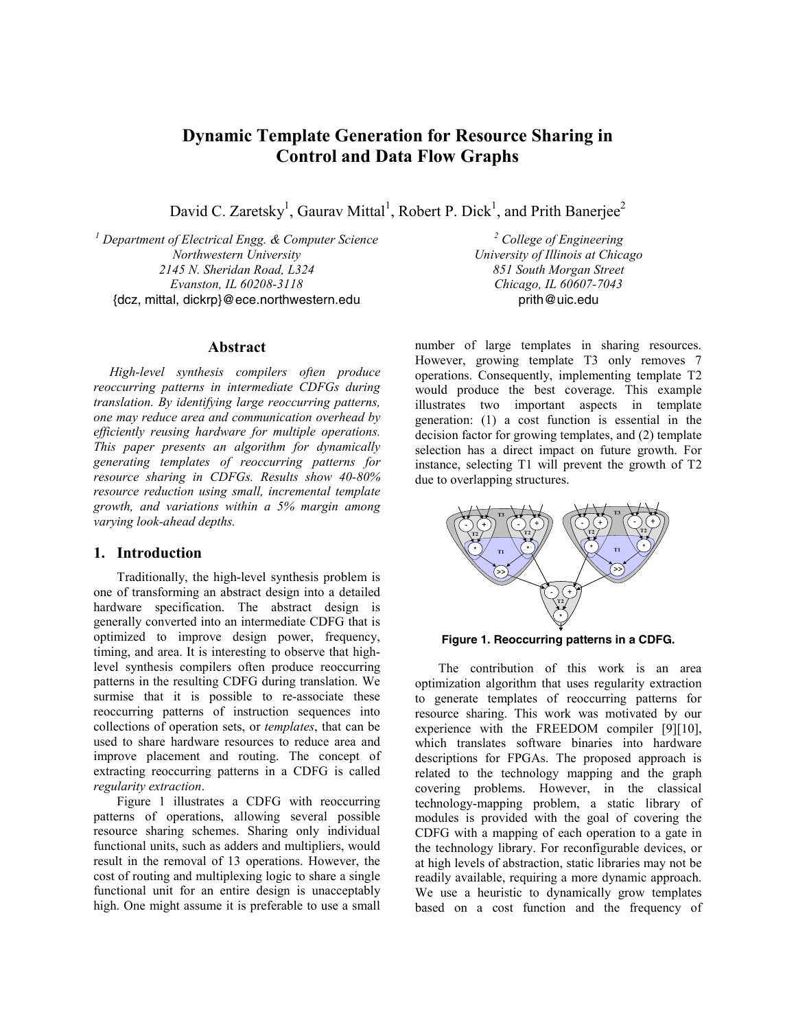# Dynamic Template Generation for Resource Sharing in Control and Data Flow Graphs

David C. Zaretsky[1], Gaurav Mittal[1], Robert P. Dick[1], and Prith Banerjee[2]

[1] Department of Electrical Engg. & Computer Science
Northwestern University
2145 N. Sheridan Road, L324
Evanston, IL 60208-3118
{dcz, mittal, dickrp}@ece.northwestern.edu

[2] College of Engineering
University of Illinois at Chicago
851 South Morgan Street
Chicago, IL 60607-7043
prith@uic.edu

## Abstract

*High-level synthesis compilers often produce reoccurring patterns in intermediate CDFGs during translation. By identifying large reoccurring patterns, one may reduce area and communication overhead by efficiently reusing hardware for multiple operations. This paper presents an algorithm for dynamically generating templates of reoccurring patterns for resource sharing in CDFGs. Results show 40-80% resource reduction using small, incremental template growth, and variations within a 5% margin among varying look-ahead depths.*

## 1. Introduction

Traditionally, the high-level synthesis problem is one of transforming an abstract design into a detailed hardware specification. The abstract design is generally converted into an intermediate CDFG that is optimized to improve design power, frequency, timing, and area. It is interesting to observe that high-level synthesis compilers often produce reoccurring patterns in the resulting CDFG during translation. We surmise that it is possible to re-associate these reoccurring patterns of instruction sequences into collections of operation sets, or *templates*, that can be used to share hardware resources to reduce area and improve placement and routing. The concept of extracting reoccurring patterns in a CDFG is called *regularity extraction*.

Figure 1 illustrates a CDFG with reoccurring patterns of operations, allowing several possible resource sharing schemes. Sharing only individual functional units, such as adders and multipliers, would result in the removal of 13 operations. However, the cost of routing and multiplexing logic to share a single functional unit for an entire design is unacceptably high. One might assume it is preferable to use a small number of large templates in sharing resources. However, growing template T3 only removes 7 operations. Consequently, implementing template T2 would produce the best coverage. This example illustrates two important aspects in template generation: (1) a cost function is essential in the decision factor for growing templates, and (2) template selection has a direct impact on future growth. For instance, selecting T1 will prevent the growth of T2 due to overlapping structures.

**Figure 1. Reoccurring patterns in a CDFG.**

The contribution of this work is an area optimization algorithm that uses regularity extraction to generate templates of reoccurring patterns for resource sharing. This work was motivated by our experience with the FREEDOM compiler [9][10], which translates software binaries into hardware descriptions for FPGAs. The proposed approach is related to the technology mapping and the graph covering problems. However, in the classical technology-mapping problem, a static library of modules is provided with the goal of covering the CDFG with a mapping of each operation to a gate in the technology library. For reconfigurable devices, or at high levels of abstraction, static libraries may not be readily available, requiring a more dynamic approach. We use a heuristic to dynamically grow templates based on a cost function and the frequency of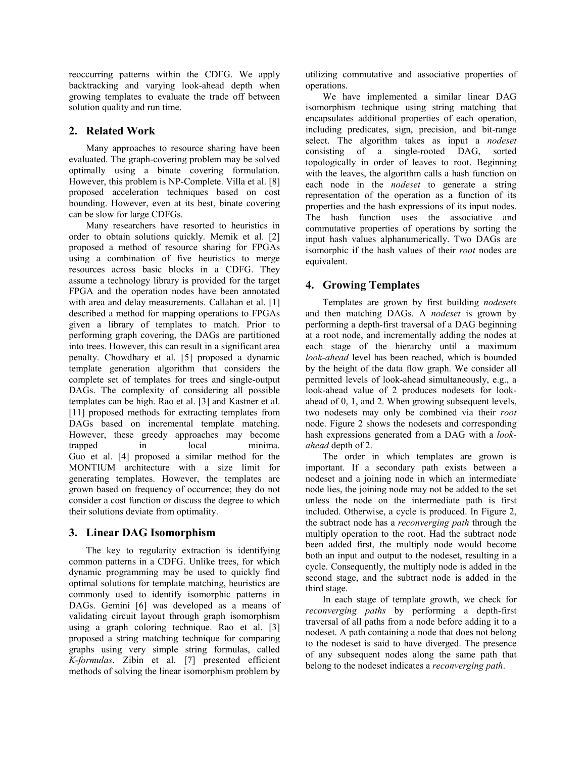reoccurring patterns within the CDFG. We apply backtracking and varying look-ahead depth when growing templates to evaluate the trade off between solution quality and run time.

## 2. Related Work

Many approaches to resource sharing have been evaluated. The graph-covering problem may be solved optimally using a binate covering formulation. However, this problem is NP-Complete. Villa et al. [8] proposed acceleration techniques based on cost bounding. However, even at its best, binate covering can be slow for large CDFGs.

Many researchers have resorted to heuristics in order to obtain solutions quickly. Memik et al. [2] proposed a method of resource sharing for FPGAs using a combination of five heuristics to merge resources across basic blocks in a CDFG. They assume a technology library is provided for the target FPGA and the operation nodes have been annotated with area and delay measurements. Callahan et al. [1] described a method for mapping operations to FPGAs given a library of templates to match. Prior to performing graph covering, the DAGs are partitioned into trees. However, this can result in a significant area penalty. Chowdhary et al. [5] proposed a dynamic template generation algorithm that considers the complete set of templates for trees and single-output DAGs. The complexity of considering all possible templates can be high. Rao et al. [3] and Kastner et al. [11] proposed methods for extracting templates from DAGs based on incremental template matching. However, these greedy approaches may become trapped in local minima. Guo et al. [4] proposed a similar method for the MONTIUM architecture with a size limit for generating templates. However, the templates are grown based on frequency of occurrence; they do not consider a cost function or discuss the degree to which their solutions deviate from optimality.

## 3. Linear DAG Isomorphism

The key to regularity extraction is identifying common patterns in a CDFG. Unlike trees, for which dynamic programming may be used to quickly find optimal solutions for template matching, heuristics are commonly used to identify isomorphic patterns in DAGs. Gemini [6] was developed as a means of validating circuit layout through graph isomorphism using a graph coloring technique. Rao et al. [3] proposed a string matching technique for comparing graphs using very simple string formulas, called *K-formulas*. Zibin et al. [7] presented efficient methods of solving the linear isomorphism problem by utilizing commutative and associative properties of operations.

We have implemented a similar linear DAG isomorphism technique using string matching that encapsulates additional properties of each operation, including predicates, sign, precision, and bit-range select. The algorithm takes as input a *nodeset* consisting of a single-rooted DAG, sorted topologically in order of leaves to root. Beginning with the leaves, the algorithm calls a hash function on each node in the *nodeset* to generate a string representation of the operation as a function of its properties and the hash expressions of its input nodes. The hash function uses the associative and commutative properties of operations by sorting the input hash values alphanumerically. Two DAGs are isomorphic if the hash values of their *root* nodes are equivalent.

## 4. Growing Templates

Templates are grown by first building *nodesets* and then matching DAGs. A *nodeset* is grown by performing a depth-first traversal of a DAG beginning at a root node, and incrementally adding the nodes at each stage of the hierarchy until a maximum *look-ahead* level has been reached, which is bounded by the height of the data flow graph. We consider all permitted levels of look-ahead simultaneously, e.g., a look-ahead value of 2 produces nodesets for look-ahead of 0, 1, and 2. When growing subsequent levels, two nodesets may only be combined via their *root* node. Figure 2 shows the nodesets and corresponding hash expressions generated from a DAG with a *look-ahead* depth of 2.

The order in which templates are grown is important. If a secondary path exists between a nodeset and a joining node in which an intermediate node lies, the joining node may not be added to the set unless the node on the intermediate path is first included. Otherwise, a cycle is produced. In Figure 2, the subtract node has a *reconverging path* through the multiply operation to the root. Had the subtract node been added first, the multiply node would become both an input and output to the nodeset, resulting in a cycle. Consequently, the multiply node is added in the second stage, and the subtract node is added in the third stage.

In each stage of template growth, we check for *reconverging paths* by performing a depth-first traversal of all paths from a node before adding it to a nodeset. A path containing a node that does not belong to the nodeset is said to have diverged. The presence of any subsequent nodes along the same path that belong to the nodeset indicates a *reconverging path*.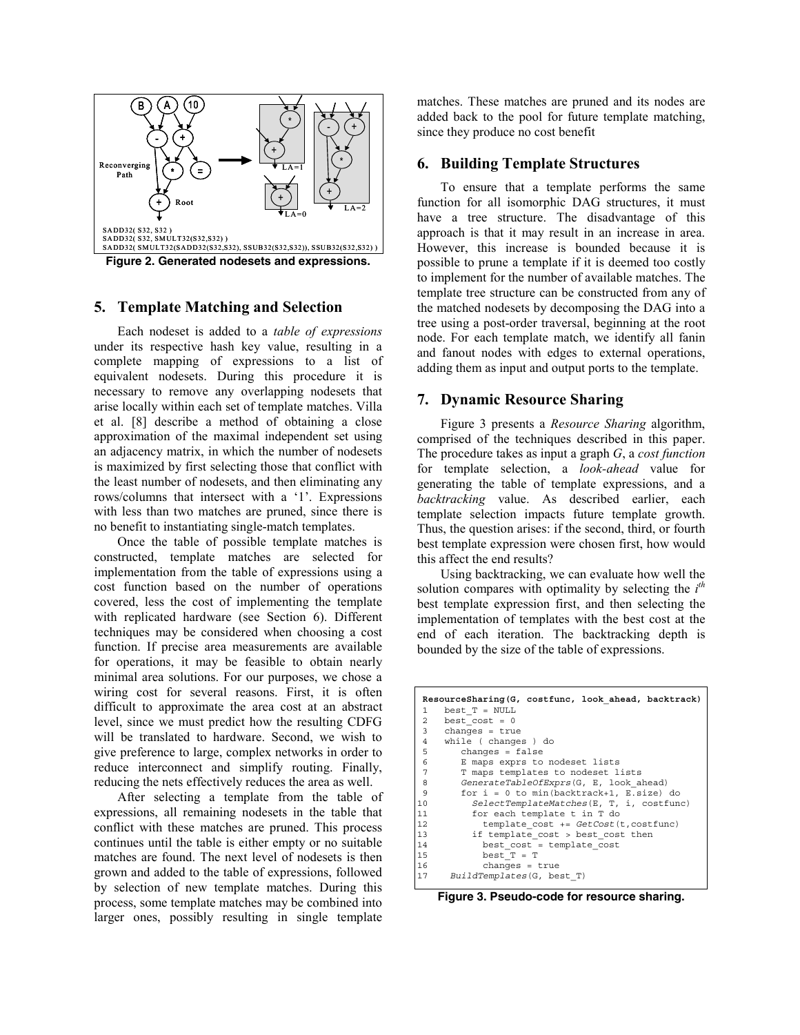B A 10

Reconverging Path

Root

LA=1

LA=0

LA=2

SADD32( S32, S32 )
SADD32( S32, SMULT32(S32,S32) )
SADD32( SMULT32(SADD32(S32,S32), SSUB32(S32,S32)), SSUB32(S32,S32) )

**Figure 2. Generated nodesets and expressions.**

## 5. Template Matching and Selection

Each nodeset is added to a *table of expressions* under its respective hash key value, resulting in a complete mapping of expressions to a list of equivalent nodesets. During this procedure it is necessary to remove any overlapping nodesets that arise locally within each set of template matches. Villa et al. [8] describe a method of obtaining a close approximation of the maximal independent set using an adjacency matrix, in which the number of nodesets is maximized by first selecting those that conflict with the least number of nodesets, and then eliminating any rows/columns that intersect with a '1'. Expressions with less than two matches are pruned, since there is no benefit to instantiating single-match templates.

Once the table of possible template matches is constructed, template matches are selected for implementation from the table of expressions using a cost function based on the number of operations covered, less the cost of implementing the template with replicated hardware (see Section 6). Different techniques may be considered when choosing a cost function. If precise area measurements are available for operations, it may be feasible to obtain nearly minimal area solutions. For our purposes, we chose a wiring cost for several reasons. First, it is often difficult to approximate the area cost at an abstract level, since we must predict how the resulting CDFG will be translated to hardware. Second, we wish to give preference to large, complex networks in order to reduce interconnect and simplify routing. Finally, reducing the nets effectively reduces the area as well.

After selecting a template from the table of expressions, all remaining nodesets in the table that conflict with these matches are pruned. This process continues until the table is either empty or no suitable matches are found. The next level of nodesets is then grown and added to the table of expressions, followed by selection of new template matches. During this process, some template matches may be combined into larger ones, possibly resulting in single template matches. These matches are pruned and its nodes are added back to the pool for future template matching, since they produce no cost benefit

## 6. Building Template Structures

To ensure that a template performs the same function for all isomorphic DAG structures, it must have a tree structure. The disadvantage of this approach is that it may result in an increase in area. However, this increase is bounded because it is possible to prune a template if it is deemed too costly to implement for the number of available matches. The template tree structure can be constructed from any of the matched nodesets by decomposing the DAG into a tree using a post-order traversal, beginning at the root node. For each template match, we identify all fanin and fanout nodes with edges to external operations, adding them as input and output ports to the template.

## 7. Dynamic Resource Sharing

Figure 3 presents a *Resource Sharing* algorithm, comprised of the techniques described in this paper. The procedure takes as input a graph *G*, a *cost function* for template selection, a *look-ahead* value for generating the table of template expressions, and a *backtracking* value. As described earlier, each template selection impacts future template growth. Thus, the question arises: if the second, third, or fourth best template expression were chosen first, how would this affect the end results?

Using backtracking, we can evaluate how well the solution compares with optimality by selecting the $i^{th}$ best template expression first, and then selecting the implementation of templates with the best cost at the end of each iteration. The backtracking depth is bounded by the size of the table of expressions.

```
ResourceSharing(G, costfunc, look_ahead, backtrack)
1   best_T = NULL
2   best_cost = 0
3   changes = true
4   while ( changes ) do
5      changes = false
6      E maps exprs to nodeset lists
7      T maps templates to nodeset lists
8      GenerateTableOfExprs(G, E, look_ahead)
9      for i = 0 to min(backtrack+1, E.size) do
10       SelectTemplateMatches(E, T, i, costfunc)
11       for each template t in T do
12         template_cost += GetCost(t,costfunc)
13       if template_cost > best_cost then
14         best_cost = template_cost
15         best_T = T
16         changes = true
17   BuildTemplates(G, best_T)
```

**Figure 3. Pseudo-code for resource sharing.**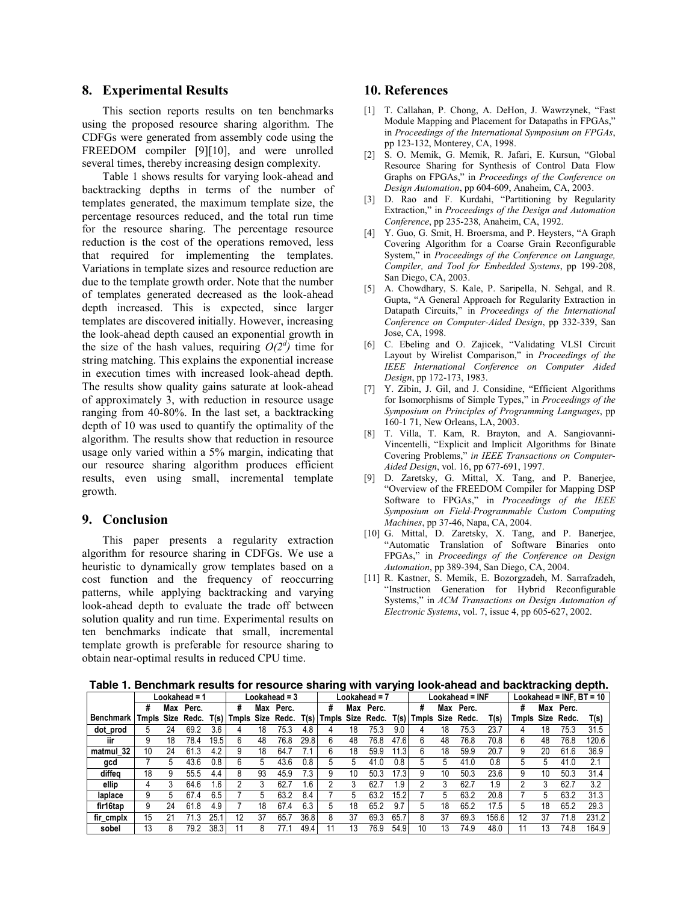## 8. Experimental Results

This section reports results on ten benchmarks using the proposed resource sharing algorithm. The CDFGs were generated from assembly code using the FREEDOM compiler [9][10], and were unrolled several times, thereby increasing design complexity.

Table 1 shows results for varying look-ahead and backtracking depths in terms of the number of templates generated, the maximum template size, the percentage resources reduced, and the total run time for the resource sharing. The percentage resource reduction is the cost of the operations removed, less that required for implementing the templates. Variations in template sizes and resource reduction are due to the template growth order. Note that the number of templates generated decreased as the look-ahead depth increased. This is expected, since larger templates are discovered initially. However, increasing the look-ahead depth caused an exponential growth in the size of the hash values, requiring $O(2^d)$ time for string matching. This explains the exponential increase in execution times with increased look-ahead depth. The results show quality gains saturate at look-ahead of approximately 3, with reduction in resource usage ranging from 40-80%. In the last set, a backtracking depth of 10 was used to quantify the optimality of the algorithm. The results show that reduction in resource usage only varied within a 5% margin, indicating that our resource sharing algorithm produces efficient results, even using small, incremental template growth.

## 9. Conclusion

This paper presents a regularity extraction algorithm for resource sharing in CDFGs. We use a heuristic to dynamically grow templates based on a cost function and the frequency of reoccurring patterns, while applying backtracking and varying look-ahead depth to evaluate the trade off between solution quality and run time. Experimental results on ten benchmarks indicate that small, incremental template growth is preferable for resource sharing to obtain near-optimal results in reduced CPU time.

## 10. References

[1] T. Callahan, P. Chong, A. DeHon, J. Wawrzynek, "Fast Module Mapping and Placement for Datapaths in FPGAs," in *Proceedings of the International Symposium on FPGAs*, pp 123-132, Monterey, CA, 1998.

[2] S. O. Memik, G. Memik, R. Jafari, E. Kursun, "Global Resource Sharing for Synthesis of Control Data Flow Graphs on FPGAs," in *Proceedings of the Conference on Design Automation*, pp 604-609, Anaheim, CA, 2003.

[3] D. Rao and F. Kurdahi, "Partitioning by Regularity Extraction," in *Proceedings of the Design and Automation Conference*, pp 235-238, Anaheim, CA, 1992.

[4] Y. Guo, G. Smit, H. Broersma, and P. Heysters, "A Graph Covering Algorithm for a Coarse Grain Reconfigurable System," in *Proceedings of the Conference on Language, Compiler, and Tool for Embedded Systems*, pp 199-208, San Diego, CA, 2003.

[5] A. Chowdhary, S. Kale, P. Saripella, N. Sehgal, and R. Gupta, "A General Approach for Regularity Extraction in Datapath Circuits," in *Proceedings of the International Conference on Computer-Aided Design*, pp 332-339, San Jose, CA, 1998.

[6] C. Ebeling and O. Zajicek, "Validating VLSI Circuit Layout by Wirelist Comparison," in *Proceedings of the IEEE International Conference on Computer Aided Design*, pp 172-173, 1983.

[7] Y. Zibin, J. Gil, and J. Considine, "Efficient Algorithms for Isomorphisms of Simple Types," in *Proceedings of the Symposium on Principles of Programming Languages*, pp 160-1 71, New Orleans, LA, 2003.

[8] T. Villa, T. Kam, R. Brayton, and A. Sangiovanni-Vincentelli, "Explicit and Implicit Algorithms for Binate Covering Problems," *in IEEE Transactions on Computer-Aided Design*, vol. 16, pp 677-691, 1997.

[9] D. Zaretsky, G. Mittal, X. Tang, and P. Banerjee, "Overview of the FREEDOM Compiler for Mapping DSP Software to FPGAs," in *Proceedings of the IEEE Symposium on Field-Programmable Custom Computing Machines*, pp 37-46, Napa, CA, 2004.

[10] G. Mittal, D. Zaretsky, X. Tang, and P. Banerjee, "Automatic Translation of Software Binaries onto FPGAs," in *Proceedings of the Conference on Design Automation*, pp 389-394, San Diego, CA, 2004.

[11] R. Kastner, S. Memik, E. Bozorgzadeh, M. Sarrafzadeh, "Instruction Generation for Hybrid Reconfigurable Systems," in *ACM Transactions on Design Automation of Electronic Systems*, vol. 7, issue 4, pp 605-627, 2002.

**Table 1. Benchmark results for resource sharing with varying look-ahead and backtracking depth.**

| | Lookahead = 1 | | | | Lookahead = 3 | | | | Lookahead = 7 | | | | Lookahead = INF | | | | Lookahead = INF, BT = 10 | | | |
|---|---|---|---|---|---|---|---|---|---|---|---|---|---|---|---|---|---|---|---|---|
| Benchmark | # Tmpls | Max Size | Perc. Redc. | T(s) | # Tmpls | Max Size | Perc. Redc. | T(s) | # Tmpls | Max Size | Perc. Redc. | T(s) | # Tmpls | Max Size | Perc. Redc. | T(s) | # Tmpls | Max Size | Perc. Redc. | T(s) |
| dot_prod | 5 | 24 | 69.2 | 3.6 | 4 | 18 | 75.3 | 4.8 | 4 | 18 | 75.3 | 9.0 | 4 | 18 | 75.3 | 23.7 | 4 | 18 | 75.3 | 31.5 |
| iir | 9 | 18 | 78.4 | 19.5 | 6 | 48 | 76.8 | 29.8 | 6 | 48 | 76.8 | 47.6 | 6 | 48 | 76.8 | 70.8 | 6 | 48 | 76.8 | 120.6 |
| matmul_32 | 10 | 24 | 61.3 | 4.2 | 9 | 18 | 64.7 | 7.1 | 6 | 18 | 59.9 | 11.3 | 6 | 18 | 59.9 | 20.7 | 9 | 20 | 61.6 | 36.9 |
| gcd | 7 | 5 | 43.6 | 0.8 | 6 | 5 | 43.6 | 0.8 | 5 | 5 | 41.0 | 0.8 | 5 | 5 | 41.0 | 0.8 | 5 | 5 | 41.0 | 2.1 |
| diffeq | 18 | 9 | 55.5 | 4.4 | 8 | 93 | 45.9 | 7.3 | 9 | 10 | 50.3 | 17.3 | 9 | 10 | 50.3 | 23.6 | 9 | 10 | 50.3 | 31.4 |
| ellip | 4 | 3 | 64.6 | 1.6 | 2 | 3 | 62.7 | 1.6 | 2 | 3 | 62.7 | 1.9 | 2 | 3 | 62.7 | 1.9 | 2 | 3 | 62.7 | 3.2 |
| laplace | 9 | 5 | 67.4 | 6.5 | 7 | 5 | 63.2 | 8.4 | 7 | 5 | 63.2 | 15.2 | 7 | 5 | 63.2 | 20.8 | 7 | 5 | 63.2 | 31.3 |
| fir16tap | 9 | 24 | 61.8 | 4.9 | 7 | 18 | 67.4 | 6.3 | 5 | 18 | 65.2 | 9.7 | 5 | 18 | 65.2 | 17.5 | 5 | 18 | 65.2 | 29.3 |
| fir_cmplx | 15 | 21 | 71.3 | 25.1 | 12 | 37 | 65.7 | 36.8 | 8 | 37 | 69.3 | 65.7 | 8 | 37 | 69.3 | 156.6 | 12 | 37 | 71.8 | 231.2 |
| sobel | 13 | 8 | 79.2 | 38.3 | 11 | 8 | 77.1 | 49.4 | 11 | 13 | 76.9 | 54.9 | 10 | 13 | 74.9 | 48.0 | 11 | 13 | 74.8 | 164.9 |